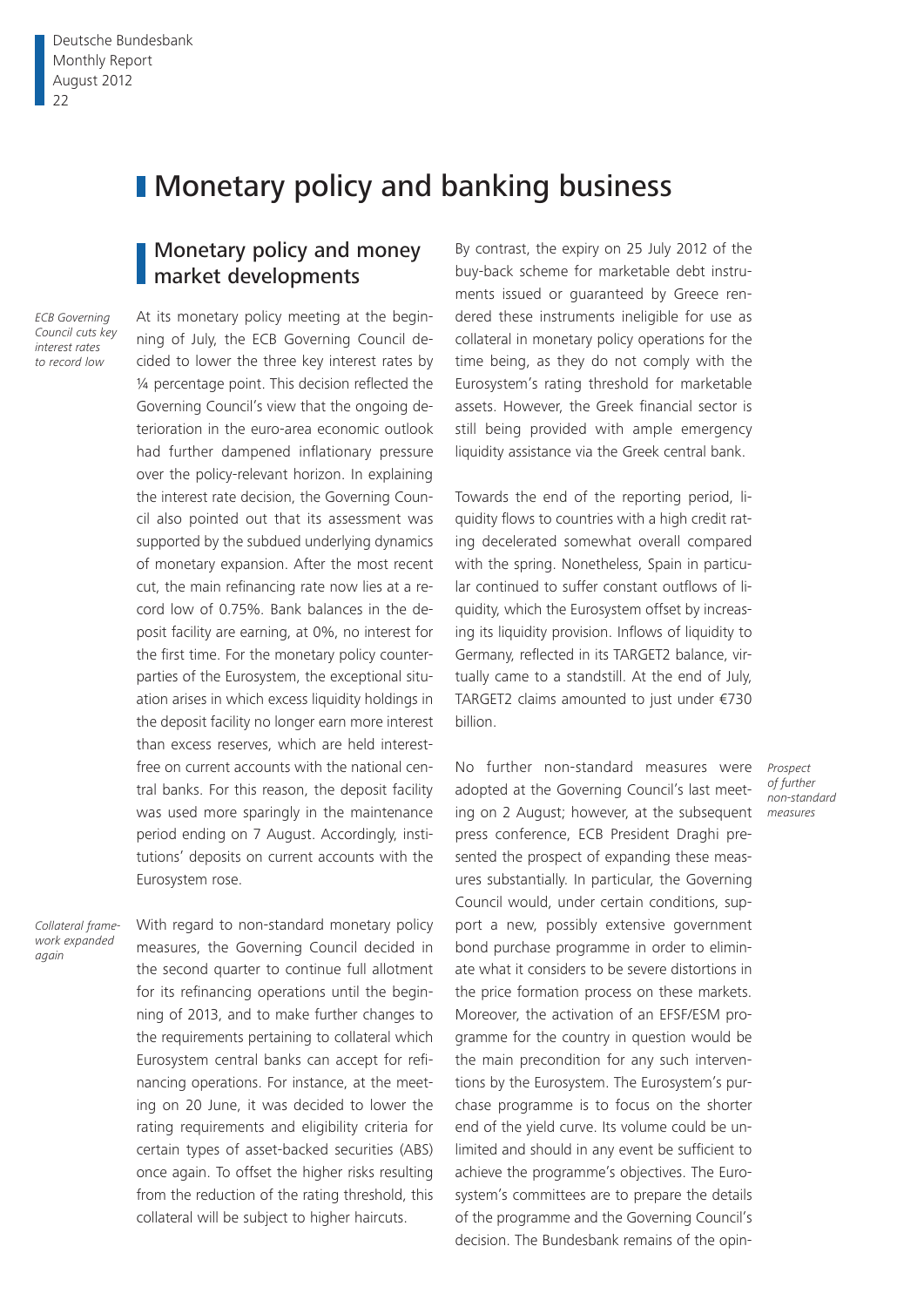# Monetary policy and banking business

## Monetary policy and money market developments

*ECB Governing Council cuts key interest rates to record low*

At its monetary policy meeting at the beginning of July, the ECB Governing Council decided to lower the three key interest rates by ¼ percentage point. This decision reflected the Governing Council's view that the ongoing deterioration in the euro-area economic outlook had further dampened inflationary pressure over the policy-relevant horizon. In explaining the interest rate decision, the Governing Council also pointed out that its assessment was supported by the subdued underlying dynamics of monetary expansion. After the most recent cut, the main refinancing rate now lies at a record low of 0.75%. Bank balances in the deposit facility are earning, at 0%, no interest for the first time. For the monetary policy counterparties of the Eurosystem, the exceptional situation arises in which excess liquidity holdings in the deposit facility no longer earn more interest than excess reserves, which are held interest-free on current accounts with the national central banks. For this reason, the deposit facility was used more sparingly in the maintenance period ending on 7 August. Accordingly, institutions' deposits on current accounts with the Eurosystem rose.

*Collateral framework expanded again*

With regard to non-standard monetary policy measures, the Governing Council decided in the second quarter to continue full allotment for its refinancing operations until the beginning of 2013, and to make further changes to the requirements pertaining to collateral which Eurosystem central banks can accept for refinancing operations. For instance, at the meeting on 20 June, it was decided to lower the rating requirements and eligibility criteria for certain types of asset-backed securities (ABS) once again. To offset the higher risks resulting from the reduction of the rating threshold, this collateral will be subject to higher haircuts.

By contrast, the expiry on 25 July 2012 of the buy-back scheme for marketable debt instruments issued or guaranteed by Greece rendered these instruments ineligible for use as collateral in monetary policy operations for the time being, as they do not comply with the Eurosystem's rating threshold for marketable assets. However, the Greek financial sector is still being provided with ample emergency liquidity assistance via the Greek central bank.

Towards the end of the reporting period, liquidity flows to countries with a high credit rating decelerated somewhat overall compared with the spring. Nonetheless, Spain in particular continued to suffer constant outflows of liquidity, which the Eurosystem offset by increasing its liquidity provision. Inflows of liquidity to Germany, reflected in its TARGET2 balance, virtually came to a standstill. At the end of July, TARGET2 claims amounted to just under €730 billion.

*Prospect of further non-standard measures*

No further non-standard measures were adopted at the Governing Council's last meeting on 2 August; however, at the subsequent press conference, ECB President Draghi presented the prospect of expanding these measures substantially. In particular, the Governing Council would, under certain conditions, support a new, possibly extensive government bond purchase programme in order to eliminate what it considers to be severe distortions in the price formation process on these markets. Moreover, the activation of an EFSF/ESM programme for the country in question would be the main precondition for any such interventions by the Eurosystem. The Eurosystem's purchase programme is to focus on the shorter end of the yield curve. Its volume could be unlimited and should in any event be sufficient to achieve the programme's objectives. The Eurosystem's committees are to prepare the details of the programme and the Governing Council's decision. The Bundesbank remains of the opin-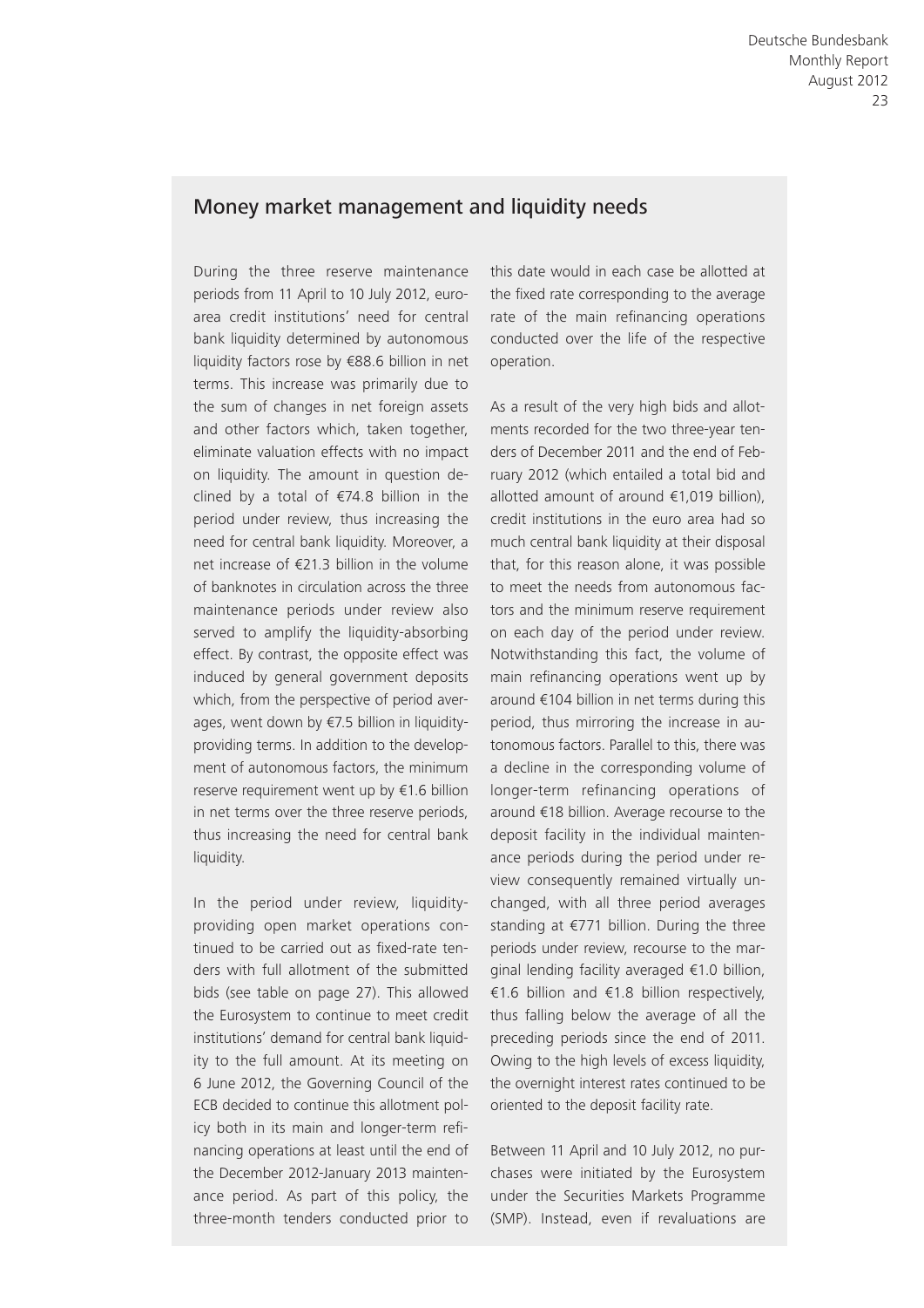## Money market management and liquidity needs

During the three reserve maintenance periods from 11 April to 10 July 2012, euro-area credit institutions' need for central bank liquidity determined by autonomous liquidity factors rose by €88.6 billion in net terms. This increase was primarily due to the sum of changes in net foreign assets and other factors which, taken together, eliminate valuation effects with no impact on liquidity. The amount in question declined by a total of €74.8 billion in the period under review, thus increasing the need for central bank liquidity. Moreover, a net increase of €21.3 billion in the volume of banknotes in circulation across the three maintenance periods under review also served to amplify the liquidity-absorbing effect. By contrast, the opposite effect was induced by general government deposits which, from the perspective of period averages, went down by €7.5 billion in liquidity-providing terms. In addition to the development of autonomous factors, the minimum reserve requirement went up by €1.6 billion in net terms over the three reserve periods, thus increasing the need for central bank liquidity.

In the period under review, liquidity-providing open market operations continued to be carried out as fixed-rate tenders with full allotment of the submitted bids (see table on page 27). This allowed the Eurosystem to continue to meet credit institutions' demand for central bank liquidity to the full amount. At its meeting on 6 June 2012, the Governing Council of the ECB decided to continue this allotment policy both in its main and longer-term refinancing operations at least until the end of the December 2012-January 2013 maintenance period. As part of this policy, the three-month tenders conducted prior to this date would in each case be allotted at the fixed rate corresponding to the average rate of the main refinancing operations conducted over the life of the respective operation.

As a result of the very high bids and allotments recorded for the two three-year tenders of December 2011 and the end of February 2012 (which entailed a total bid and allotted amount of around €1,019 billion), credit institutions in the euro area had so much central bank liquidity at their disposal that, for this reason alone, it was possible to meet the needs from autonomous factors and the minimum reserve requirement on each day of the period under review. Notwithstanding this fact, the volume of main refinancing operations went up by around €104 billion in net terms during this period, thus mirroring the increase in autonomous factors. Parallel to this, there was a decline in the corresponding volume of longer-term refinancing operations of around €18 billion. Average recourse to the deposit facility in the individual maintenance periods during the period under review consequently remained virtually unchanged, with all three period averages standing at €771 billion. During the three periods under review, recourse to the marginal lending facility averaged €1.0 billion, €1.6 billion and €1.8 billion respectively, thus falling below the average of all the preceding periods since the end of 2011. Owing to the high levels of excess liquidity, the overnight interest rates continued to be oriented to the deposit facility rate.

Between 11 April and 10 July 2012, no purchases were initiated by the Eurosystem under the Securities Markets Programme (SMP). Instead, even if revaluations are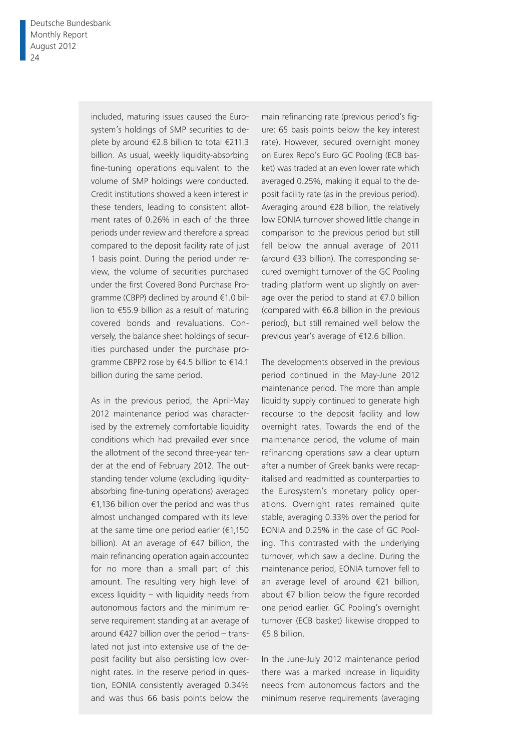included, maturing issues caused the Eurosystem's holdings of SMP securities to deplete by around €2.8 billion to total €211.3 billion. As usual, weekly liquidity-absorbing fine-tuning operations equivalent to the volume of SMP holdings were conducted. Credit institutions showed a keen interest in these tenders, leading to consistent allotment rates of 0.26% in each of the three periods under review and therefore a spread compared to the deposit facility rate of just 1 basis point. During the period under review, the volume of securities purchased under the first Covered Bond Purchase Programme (CBPP) declined by around €1.0 billion to €55.9 billion as a result of maturing covered bonds and revaluations. Conversely, the balance sheet holdings of securities purchased under the purchase programme CBPP2 rose by €4.5 billion to €14.1 billion during the same period.

As in the previous period, the April-May 2012 maintenance period was characterised by the extremely comfortable liquidity conditions which had prevailed ever since the allotment of the second three-year tender at the end of February 2012. The outstanding tender volume (excluding liquidity-absorbing fine-tuning operations) averaged €1,136 billion over the period and was thus almost unchanged compared with its level at the same time one period earlier (€1,150 billion). At an average of €47 billion, the main refinancing operation again accounted for no more than a small part of this amount. The resulting very high level of excess liquidity – with liquidity needs from autonomous factors and the minimum reserve requirement standing at an average of around €427 billion over the period – translated not just into extensive use of the deposit facility but also persisting low overnight rates. In the reserve period in question, EONIA consistently averaged 0.34% and was thus 66 basis points below the main refinancing rate (previous period's figure: 65 basis points below the key interest rate). However, secured overnight money on Eurex Repo's Euro GC Pooling (ECB basket) was traded at an even lower rate which averaged 0.25%, making it equal to the deposit facility rate (as in the previous period). Averaging around €28 billion, the relatively low EONIA turnover showed little change in comparison to the previous period but still fell below the annual average of 2011 (around €33 billion). The corresponding secured overnight turnover of the GC Pooling trading platform went up slightly on average over the period to stand at €7.0 billion (compared with €6.8 billion in the previous period), but still remained well below the previous year's average of €12.6 billion.

The developments observed in the previous period continued in the May-June 2012 maintenance period. The more than ample liquidity supply continued to generate high recourse to the deposit facility and low overnight rates. Towards the end of the maintenance period, the volume of main refinancing operations saw a clear upturn after a number of Greek banks were recapitalised and readmitted as counterparties to the Eurosystem's monetary policy operations. Overnight rates remained quite stable, averaging 0.33% over the period for EONIA and 0.25% in the case of GC Pooling. This contrasted with the underlying turnover, which saw a decline. During the maintenance period, EONIA turnover fell to an average level of around €21 billion, about €7 billion below the figure recorded one period earlier. GC Pooling's overnight turnover (ECB basket) likewise dropped to €5.8 billion.

In the June-July 2012 maintenance period there was a marked increase in liquidity needs from autonomous factors and the minimum reserve requirements (averaging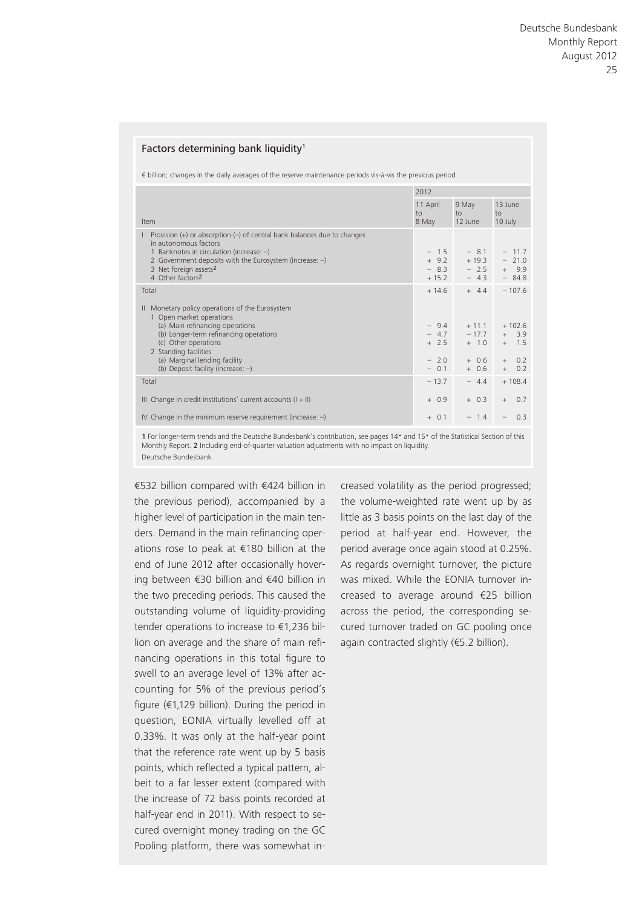**Factors determining bank liquidity**[1]

€ billion; changes in the daily averages of the reserve maintenance periods vis-à-vis the previous period

| Item | 2012 | | |
|---|---|---|---|
| | 11 April to 8 May | 9 May to 12 June | 13 June to 10 July |
| I Provision (+) or absorption (–) of central bank balances due to changes in autonomous factors | | | |
| 1 Banknotes in circulation (increase: –) | – 1.5 | – 8.1 | – 11.7 |
| 2 Government deposits with the Eurosystem (increase: –) | + 9.2 | + 19.3 | – 21.0 |
| 3 Net foreign assets[2] | – 8.3 | – 2.5 | + 9.9 |
| 4 Other factors[2] | + 15.2 | – 4.3 | – 84.8 |
| Total | + 14.6 | + 4.4 | – 107.6 |
| II Monetary policy operations of the Eurosystem | | | |
| 1 Open market operations | | | |
| (a) Main refinancing operations | – 9.4 | + 11.1 | + 102.6 |
| (b) Longer-term refinancing operations | – 4.7 | – 17.7 | + 3.9 |
| (c) Other operations | + 2.5 | + 1.0 | + 1.5 |
| 2 Standing facilities | | | |
| (a) Marginal lending facility | – 2.0 | + 0.6 | + 0.2 |
| (b) Deposit facility (increase: –) | – 0.1 | + 0.6 | + 0.2 |
| Total | – 13.7 | – 4.4 | + 108.4 |
| III Change in credit institutions' current accounts (I + II) | + 0.9 | + 0.3 | + 0.7 |
| IV Change in the minimum reserve requirement (increase: –) | + 0.1 | – 1.4 | – 0.3 |

**1** For longer-term trends and the Deutsche Bundesbank's contribution, see pages 14• and 15• of the Statistical Section of this Monthly Report. **2** Including end-of-quarter valuation adjustments with no impact on liquidity.
Deutsche Bundesbank

€532 billion compared with €424 billion in the previous period), accompanied by a higher level of participation in the main tenders. Demand in the main refinancing operations rose to peak at €180 billion at the end of June 2012 after occasionally hovering between €30 billion and €40 billion in the two preceding periods. This caused the outstanding volume of liquidity-providing tender operations to increase to €1,236 billion on average and the share of main refinancing operations in this total figure to swell to an average level of 13% after accounting for 5% of the previous period's figure (€1,129 billion). During the period in question, EONIA virtually levelled off at 0.33%. It was only at the half-year point that the reference rate went up by 5 basis points, which reflected a typical pattern, albeit to a far lesser extent (compared with the increase of 72 basis points recorded at half-year end in 2011). With respect to secured overnight money trading on the GC Pooling platform, there was somewhat increased volatility as the period progressed; the volume-weighted rate went up by as little as 3 basis points on the last day of the period at half-year end. However, the period average once again stood at 0.25%. As regards overnight turnover, the picture was mixed. While the EONIA turnover increased to average around €25 billion across the period, the corresponding secured turnover traded on GC pooling once again contracted slightly (€5.2 billion).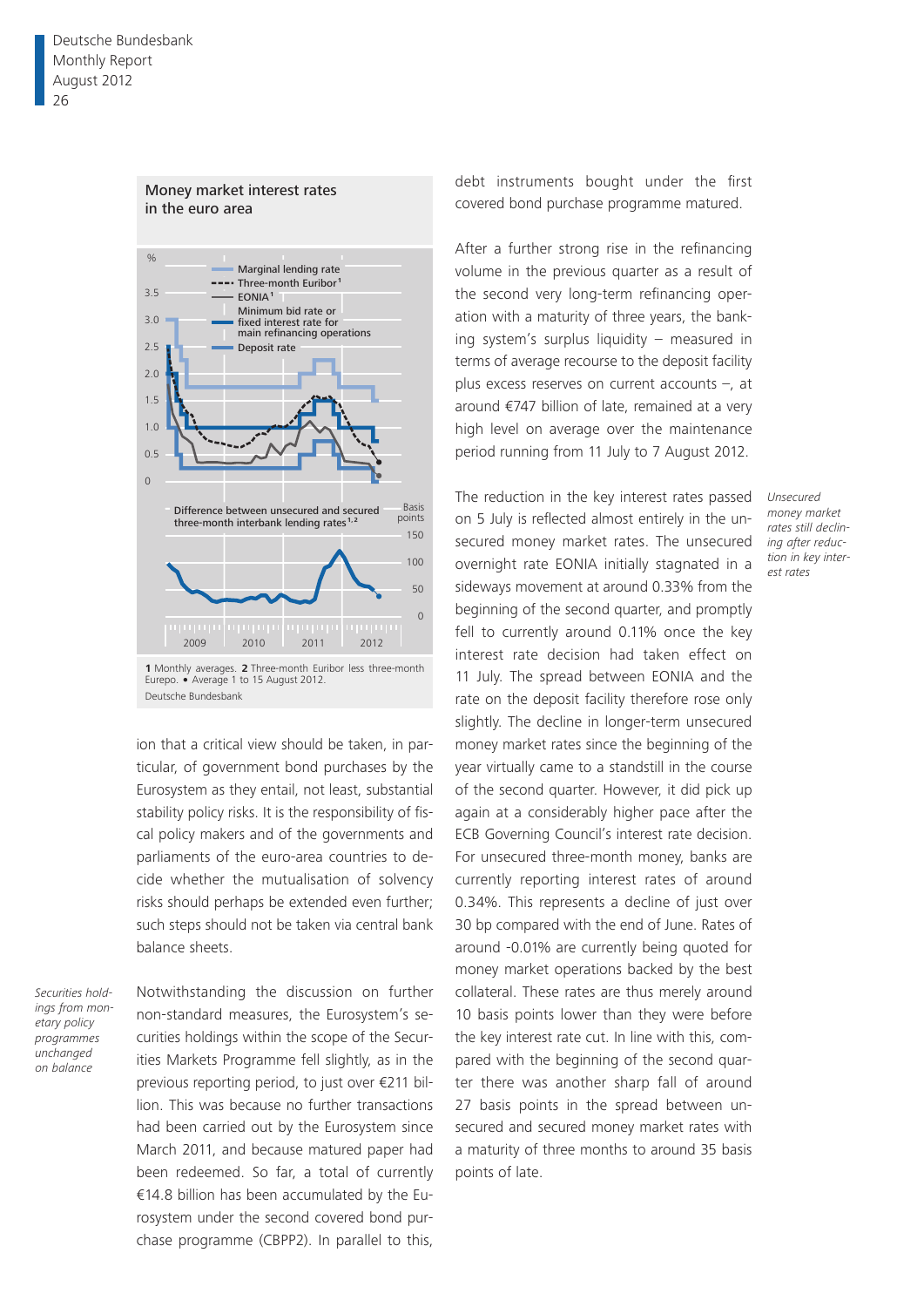**Money market interest rates in the euro area**

% | Marginal lending rate | Three-month Euribor[1] | EONIA[1] | Minimum bid rate or fixed interest rate for main refinancing operations | Deposit rate

Difference between unsecured and secured three-month interbank lending rates[1,2] (Basis points)

2009 2010 2011 2012

**1** Monthly averages. **2** Three-month Euribor less three-month Eurepo. • Average 1 to 15 August 2012.
Deutsche Bundesbank

ion that a critical view should be taken, in particular, of government bond purchases by the Eurosystem as they entail, not least, substantial stability policy risks. It is the responsibility of fiscal policy makers and of the governments and parliaments of the euro-area countries to decide whether the mutualisation of solvency risks should perhaps be extended even further; such steps should not be taken via central bank balance sheets.

*Securities holdings from monetary policy programmes unchanged on balance*

Notwithstanding the discussion on further non-standard measures, the Eurosystem's securities holdings within the scope of the Securities Markets Programme fell slightly, as in the previous reporting period, to just over €211 billion. This was because no further transactions had been carried out by the Eurosystem since March 2011, and because matured paper had been redeemed. So far, a total of currently €14.8 billion has been accumulated by the Eurosystem under the second covered bond purchase programme (CBPP2). In parallel to this, debt instruments bought under the first covered bond purchase programme matured.

After a further strong rise in the refinancing volume in the previous quarter as a result of the second very long-term refinancing operation with a maturity of three years, the banking system's surplus liquidity – measured in terms of average recourse to the deposit facility plus excess reserves on current accounts –, at around €747 billion of late, remained at a very high level on average over the maintenance period running from 11 July to 7 August 2012.

*Unsecured money market rates still declining after reduction in key interest rates*

The reduction in the key interest rates passed on 5 July is reflected almost entirely in the unsecured money market rates. The unsecured overnight rate EONIA initially stagnated in a sideways movement at around 0.33% from the beginning of the second quarter, and promptly fell to currently around 0.11% once the key interest rate decision had taken effect on 11 July. The spread between EONIA and the rate on the deposit facility therefore rose only slightly. The decline in longer-term unsecured money market rates since the beginning of the year virtually came to a standstill in the course of the second quarter. However, it did pick up again at a considerably higher pace after the ECB Governing Council's interest rate decision. For unsecured three-month money, banks are currently reporting interest rates of around 0.34%. This represents a decline of just over 30 bp compared with the end of June. Rates of around -0.01% are currently being quoted for money market operations backed by the best collateral. These rates are thus merely around 10 basis points lower than they were before the key interest rate cut. In line with this, compared with the beginning of the second quarter there was another sharp fall of around 27 basis points in the spread between unsecured and secured money market rates with a maturity of three months to around 35 basis points of late.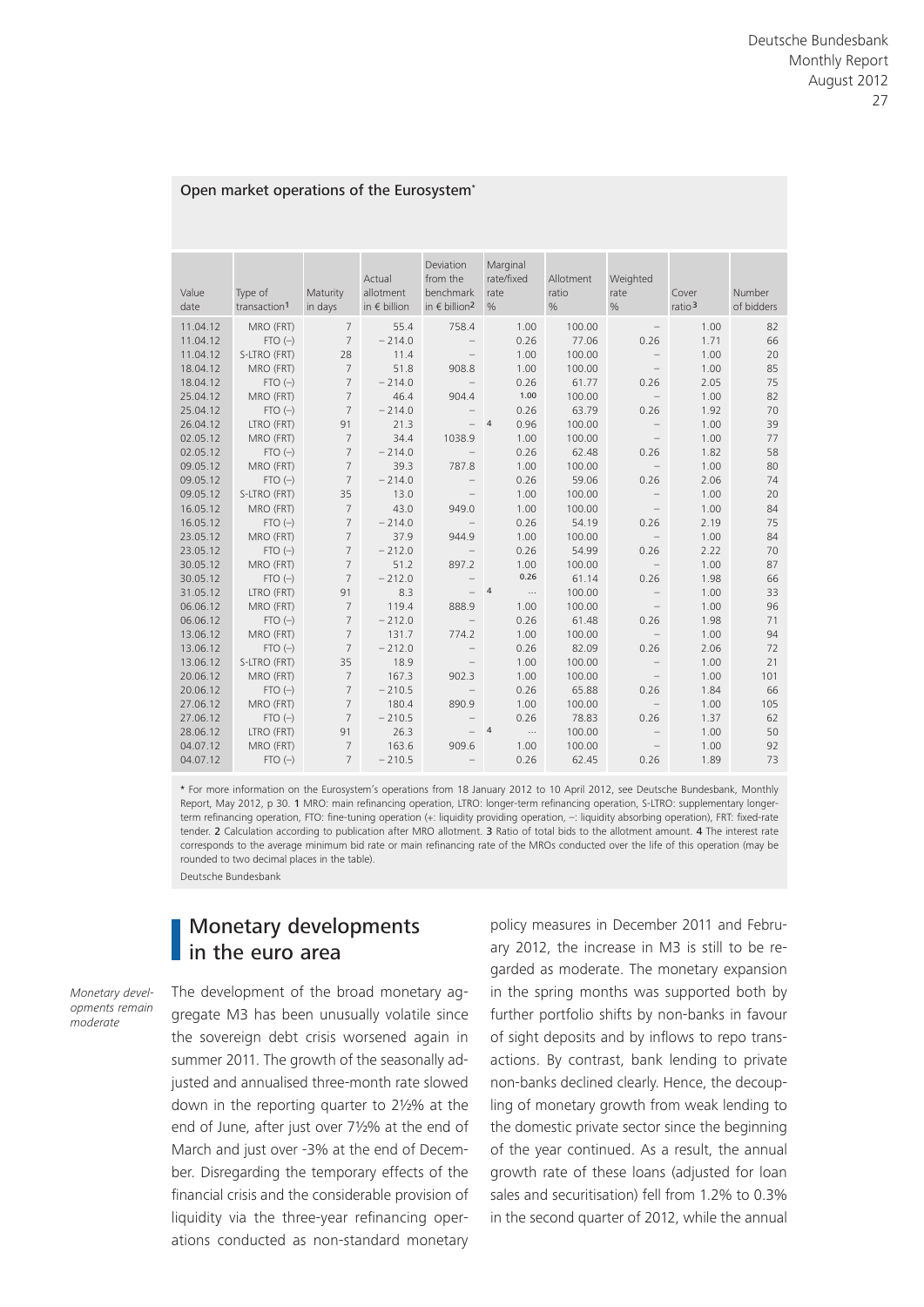### Open market operations of the Eurosystem*

| Value date | Type of transaction[1] | Maturity in days | Actual allotment in € billion | Deviation from the benchmark in € billion[2] | Marginal rate/fixed rate % | Allotment ratio % | Weighted rate % | Cover ratio[3] | Number of bidders |
|---|---|---|---|---|---|---|---|---|---|
| 11.04.12 | MRO (FRT) | 7 | 55.4 | 758.4 | 1.00 | 100.00 | – | 1.00 | 82 |
| 11.04.12 | FTO (–) | 7 | – 214.0 | – | 0.26 | 77.06 | 0.26 | 1.71 | 66 |
| 11.04.12 | S-LTRO (FRT) | 28 | 11.4 | – | 1.00 | 100.00 | – | 1.00 | 20 |
| 18.04.12 | MRO (FRT) | 7 | 51.8 | 908.8 | 1.00 | 100.00 | – | 1.00 | 85 |
| 18.04.12 | FTO (–) | 7 | – 214.0 | – | 0.26 | 61.77 | 0.26 | 2.05 | 75 |
| 25.04.12 | MRO (FRT) | 7 | 46.4 | 904.4 | 1.00 | 100.00 | – | 1.00 | 82 |
| 25.04.12 | FTO (–) | 7 | – 214.0 | – | 0.26 | 63.79 | 0.26 | 1.92 | 70 |
| 26.04.12 | LTRO (FRT) | 91 | 21.3 | – | 4 0.96 | 100.00 | – | 1.00 | 39 |
| 02.05.12 | MRO (FRT) | 7 | 34.4 | 1038.9 | 1.00 | 100.00 | – | 1.00 | 77 |
| 02.05.12 | FTO (–) | 7 | – 214.0 | – | 0.26 | 62.48 | 0.26 | 1.82 | 58 |
| 09.05.12 | MRO (FRT) | 7 | 39.3 | 787.8 | 1.00 | 100.00 | – | 1.00 | 80 |
| 09.05.12 | FTO (–) | 7 | – 214.0 | – | 0.26 | 59.06 | 0.26 | 2.06 | 74 |
| 09.05.12 | S-LTRO (FRT) | 35 | 13.0 | – | 1.00 | 100.00 | – | 1.00 | 20 |
| 16.05.12 | MRO (FRT) | 7 | 43.0 | 949.0 | 1.00 | 100.00 | – | 1.00 | 84 |
| 16.05.12 | FTO (–) | 7 | – 214.0 | – | 0.26 | 54.19 | 0.26 | 2.19 | 75 |
| 23.05.12 | MRO (FRT) | 7 | 37.9 | 944.9 | 1.00 | 100.00 | – | 1.00 | 84 |
| 23.05.12 | FTO (–) | 7 | – 212.0 | – | 0.26 | 54.99 | 0.26 | 2.22 | 70 |
| 30.05.12 | MRO (FRT) | 7 | 51.2 | 897.2 | 1.00 | 100.00 | – | 1.00 | 87 |
| 30.05.12 | FTO (–) | 7 | – 212.0 | – | 0.26 | 61.14 | 0.26 | 1.98 | 66 |
| 31.05.12 | LTRO (FRT) | 91 | 8.3 | – | 4 ... | 100.00 | – | 1.00 | 33 |
| 06.06.12 | MRO (FRT) | 7 | 119.4 | 888.9 | 1.00 | 100.00 | – | 1.00 | 96 |
| 06.06.12 | FTO (–) | 7 | – 212.0 | – | 0.26 | 61.48 | 0.26 | 1.98 | 71 |
| 13.06.12 | MRO (FRT) | 7 | 131.7 | 774.2 | 1.00 | 100.00 | – | 1.00 | 94 |
| 13.06.12 | FTO (–) | 7 | – 212.0 | – | 0.26 | 82.09 | 0.26 | 2.06 | 72 |
| 13.06.12 | S-LTRO (FRT) | 35 | 18.9 | – | 1.00 | 100.00 | – | 1.00 | 21 |
| 20.06.12 | MRO (FRT) | 7 | 167.3 | 902.3 | 1.00 | 100.00 | – | 1.00 | 101 |
| 20.06.12 | FTO (–) | 7 | – 210.5 | – | 0.26 | 65.88 | 0.26 | 1.84 | 66 |
| 27.06.12 | MRO (FRT) | 7 | 180.4 | 890.9 | 1.00 | 100.00 | – | 1.00 | 105 |
| 27.06.12 | FTO (–) | 7 | – 210.5 | – | 0.26 | 78.83 | 0.26 | 1.37 | 62 |
| 28.06.12 | LTRO (FRT) | 91 | 26.3 | – | 4 ... | 100.00 | – | 1.00 | 50 |
| 04.07.12 | MRO (FRT) | 7 | 163.6 | 909.6 | 1.00 | 100.00 | – | 1.00 | 92 |
| 04.07.12 | FTO (–) | 7 | – 210.5 | – | 0.26 | 62.45 | 0.26 | 1.89 | 73 |

* For more information on the Eurosystem's operations from 18 January 2012 to 10 April 2012, see Deutsche Bundesbank, Monthly Report, May 2012, p 30. 1 MRO: main refinancing operation, LTRO: longer-term refinancing operation, S-LTRO: supplementary longer-term refinancing operation, FTO: fine-tuning operation (+: liquidity providing operation, –: liquidity absorbing operation), FRT: fixed-rate tender. 2 Calculation according to publication after MRO allotment. 3 Ratio of total bids to the allotment amount. 4 The interest rate corresponds to the average minimum bid rate or main refinancing rate of the MROs conducted over the life of this operation (may be rounded to two decimal places in the table).

Deutsche Bundesbank

## Monetary developments in the euro area

*Monetary developments remain moderate*

The development of the broad monetary aggregate M3 has been unusually volatile since the sovereign debt crisis worsened again in summer 2011. The growth of the seasonally adjusted and annualised three-month rate slowed down in the reporting quarter to 2½% at the end of June, after just over 7½% at the end of March and just over -3% at the end of December. Disregarding the temporary effects of the financial crisis and the considerable provision of liquidity via the three-year refinancing operations conducted as non-standard monetary policy measures in December 2011 and February 2012, the increase in M3 is still to be regarded as moderate. The monetary expansion in the spring months was supported both by further portfolio shifts by non-banks in favour of sight deposits and by inflows to repo transactions. By contrast, bank lending to private non-banks declined clearly. Hence, the decoupling of monetary growth from weak lending to the domestic private sector since the beginning of the year continued. As a result, the annual growth rate of these loans (adjusted for loan sales and securitisation) fell from 1.2% to 0.3% in the second quarter of 2012, while the annual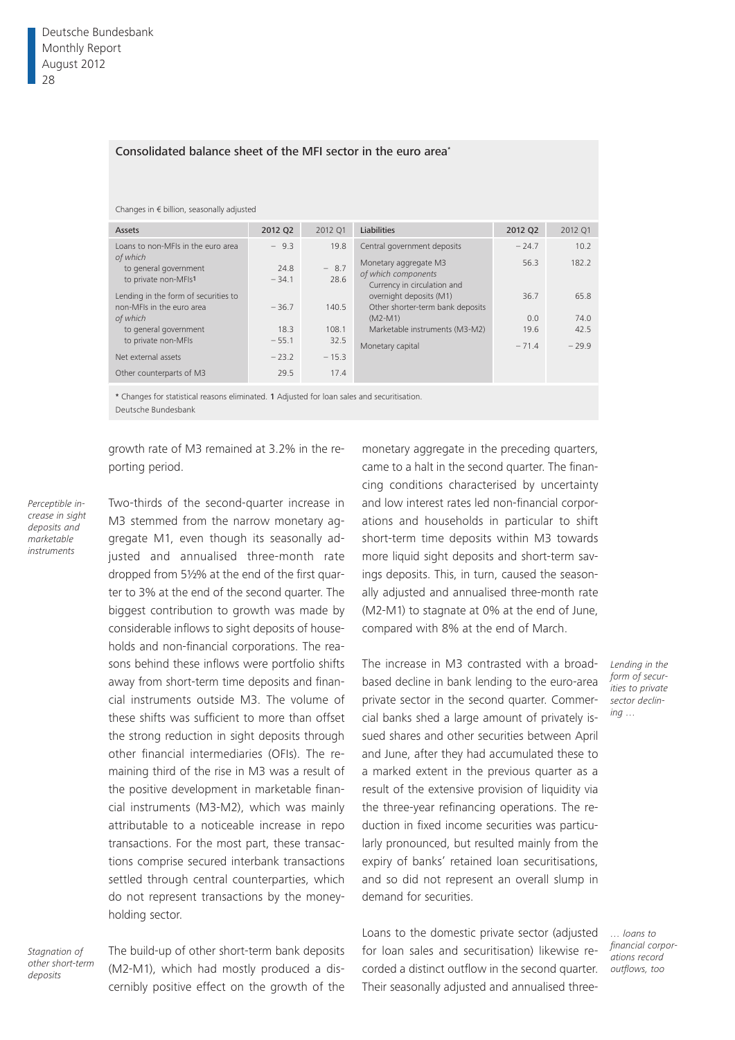### Consolidated balance sheet of the MFI sector in the euro area*

Changes in € billion, seasonally adjusted

| Assets | 2012 Q2 | 2012 Q1 | Liabilities | 2012 Q2 | 2012 Q1 |
|---|---|---|---|---|---|
| Loans to non-MFIs in the euro area | − 9.3 | 19.8 | Central government deposits | − 24.7 | 10.2 |
| *of which* | | | Monetary aggregate M3 | 56.3 | 182.2 |
| to general government | 24.8 | − 8.7 | *of which components* | | |
| to private non-MFIs[1] | − 34.1 | 28.6 | Currency in circulation and overnight deposits (M1) | 36.7 | 65.8 |
| Lending in the form of securities to non-MFIs in the euro area | − 36.7 | 140.5 | Other shorter-term bank deposits (M2-M1) | 0.0 | 74.0 |
| *of which* | | | Marketable instruments (M3-M2) | 19.6 | 42.5 |
| to general government | 18.3 | 108.1 | Monetary capital | − 71.4 | − 29.9 |
| to private non-MFIs | − 55.1 | 32.5 | | | |
| Net external assets | − 23.2 | − 15.3 | | | |
| Other counterparts of M3 | 29.5 | 17.4 | | | |

* Changes for statistical reasons eliminated. **1** Adjusted for loan sales and securitisation.
Deutsche Bundesbank

growth rate of M3 remained at 3.2% in the reporting period.

*Perceptible increase in sight deposits and marketable instruments*

Two-thirds of the second-quarter increase in M3 stemmed from the narrow monetary aggregate M1, even though its seasonally adjusted and annualised three-month rate dropped from 5½% at the end of the first quarter to 3% at the end of the second quarter. The biggest contribution to growth was made by considerable inflows to sight deposits of households and non-financial corporations. The reasons behind these inflows were portfolio shifts away from short-term time deposits and financial instruments outside M3. The volume of these shifts was sufficient to more than offset the strong reduction in sight deposits through other financial intermediaries (OFIs). The remaining third of the rise in M3 was a result of the positive development in marketable financial instruments (M3-M2), which was mainly attributable to a noticeable increase in repo transactions. For the most part, these transactions comprise secured interbank transactions settled through central counterparties, which do not represent transactions by the money-holding sector.

*Stagnation of other short-term deposits*

The build-up of other short-term bank deposits (M2-M1), which had mostly produced a discernibly positive effect on the growth of the monetary aggregate in the preceding quarters, came to a halt in the second quarter. The financing conditions characterised by uncertainty and low interest rates led non-financial corporations and households in particular to shift short-term time deposits within M3 towards more liquid sight deposits and short-term savings deposits. This, in turn, caused the seasonally adjusted and annualised three-month rate (M2-M1) to stagnate at 0% at the end of June, compared with 8% at the end of March.

*Lending in the form of securities to private sector declining …*

The increase in M3 contrasted with a broad-based decline in bank lending to the euro-area private sector in the second quarter. Commercial banks shed a large amount of privately issued shares and other securities between April and June, after they had accumulated these to a marked extent in the previous quarter as a result of the extensive provision of liquidity via the three-year refinancing operations. The reduction in fixed income securities was particularly pronounced, but resulted mainly from the expiry of banks' retained loan securitisations, and so did not represent an overall slump in demand for securities.

*… loans to financial corporations record outflows, too*

Loans to the domestic private sector (adjusted for loan sales and securitisation) likewise recorded a distinct outflow in the second quarter. Their seasonally adjusted and annualised three-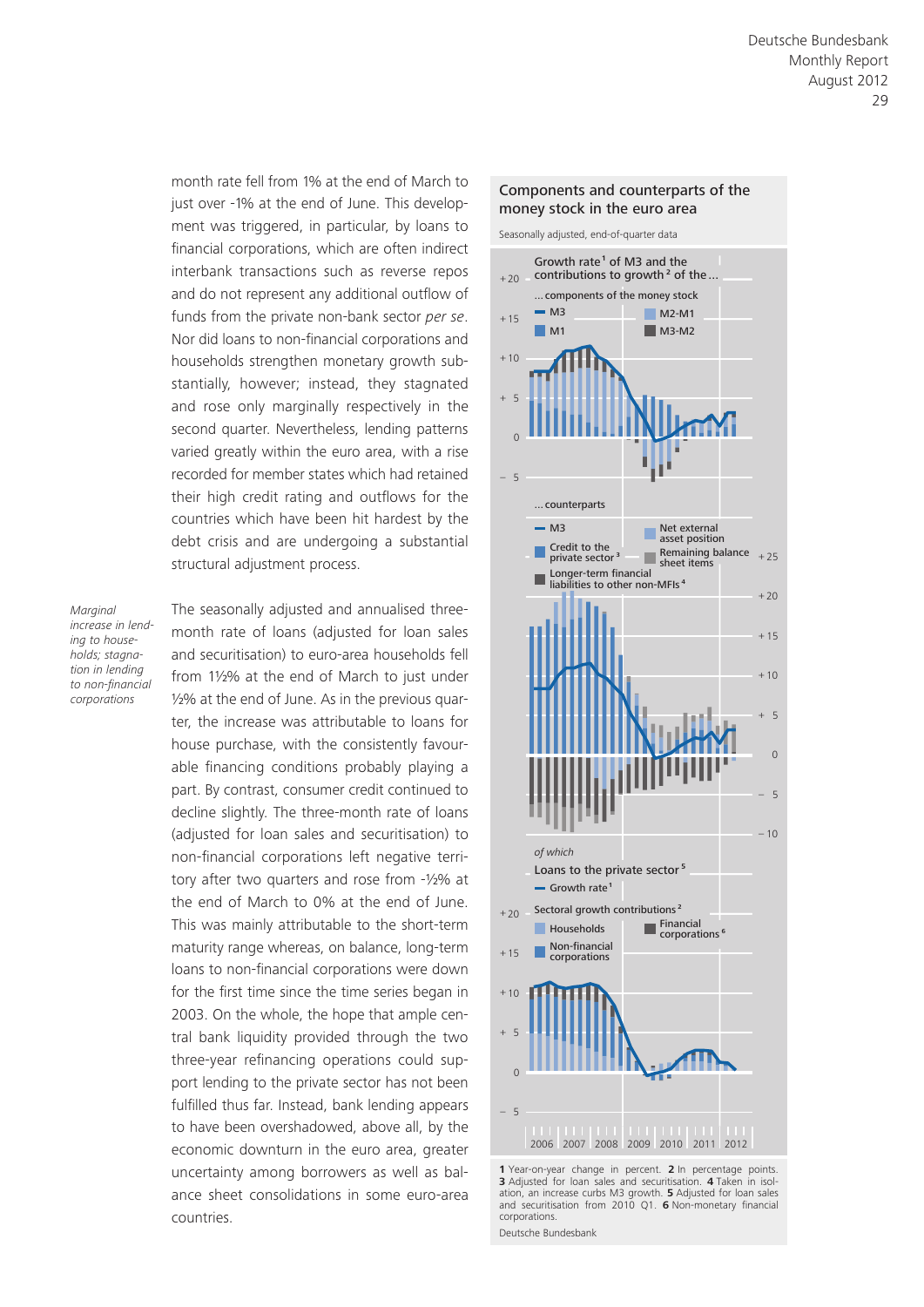month rate fell from 1% at the end of March to just over -1% at the end of June. This development was triggered, in particular, by loans to financial corporations, which are often indirect interbank transactions such as reverse repos and do not represent any additional outflow of funds from the private non-bank sector *per se*. Nor did loans to non-financial corporations and households strengthen monetary growth substantially, however; instead, they stagnated and rose only marginally respectively in the second quarter. Nevertheless, lending patterns varied greatly within the euro area, with a rise recorded for member states which had retained their high credit rating and outflows for the countries which have been hit hardest by the debt crisis and are undergoing a substantial structural adjustment process.

*Marginal increase in lending to households; stagnation in lending to non-financial corporations*

The seasonally adjusted and annualised three-month rate of loans (adjusted for loan sales and securitisation) to euro-area households fell from 1½% at the end of March to just under ½% at the end of June. As in the previous quarter, the increase was attributable to loans for house purchase, with the consistently favourable financing conditions probably playing a part. By contrast, consumer credit continued to decline slightly. The three-month rate of loans (adjusted for loan sales and securitisation) for non-financial corporations left negative territory after two quarters and rose from -½% at the end of March to 0% at the end of June. This was mainly attributable to the short-term maturity range whereas, on balance, long-term loans to non-financial corporations were down for the first time since the time series began in 2003. On the whole, the hope that ample central bank liquidity provided through the two three-year refinancing operations could support lending to the private sector has not been fulfilled thus far. Instead, bank lending appears to have been overshadowed, above all, by the economic downturn in the euro area, greater uncertainty among borrowers as well as balance sheet consolidation in some euro-area countries.

**Components and counterparts of the money stock in the euro area**

Seasonally adjusted, end-of-quarter data

1 Year-on-year change in percent. 2 In percentage points. 3 Adjusted for loan sales and securitisation. 4 Taken in isolation, an increase curbs M3 growth. 5 Adjusted for loan sales and securitisation from 2010 Q1. 6 Non-monetary financial corporations.

Deutsche Bundesbank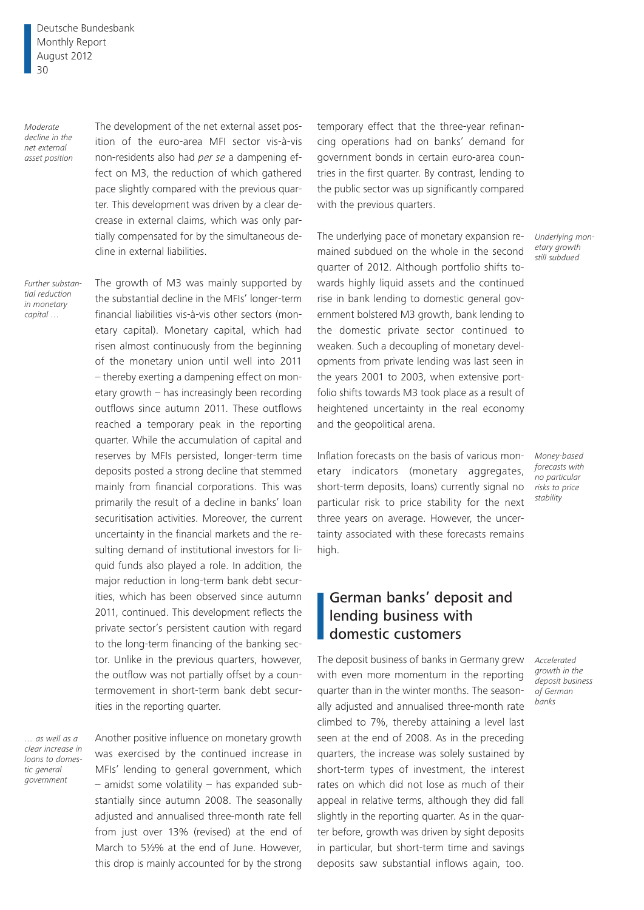*Moderate decline in the net external asset position*

The development of the net external asset position of the euro-area MFI sector vis-à-vis non-residents also had *per se* a dampening effect on M3, the reduction of which gathered pace slightly compared with the previous quarter. This development was driven by a clear decrease in external claims, which was only partially compensated for by the simultaneous decline in external liabilities.

*Further substantial reduction in monetary capital …*

The growth of M3 was mainly supported by the substantial decline in the MFIs' longer-term financial liabilities vis-à-vis other sectors (monetary capital). Monetary capital, which had risen almost continuously from the beginning of the monetary union until well into 2011 – thereby exerting a dampening effect on monetary growth – has increasingly been recording outflows since autumn 2011. These outflows reached a temporary peak in the reporting quarter. While the accumulation of capital and reserves by MFIs persisted, longer-term time deposits posted a strong decline that stemmed mainly from financial corporations. This was primarily the result of a decline in banks' loan securitisation activities. Moreover, the current uncertainty in the financial markets and the resulting demand of institutional investors for liquid funds also played a role. In addition, the major reduction in long-term bank debt securities, which has been observed since autumn 2011, continued. This development reflects the private sector's persistent caution with regard to the long-term financing of the banking sector. Unlike in the previous quarters, however, the outflow was not partially offset by a countermovement in short-term bank debt securities in the reporting quarter.

*… as well as a clear increase in loans to domestic general government*

Another positive influence on monetary growth was exercised by the continued increase in MFIs' lending to general government, which – amidst some volatility – has expanded substantially since autumn 2008. The seasonally adjusted and annualised three-month rate fell from just over 13% (revised) at the end of March to 5½% at the end of June. However, this drop is mainly accounted for by the strong temporary effect that the three-year refinancing operations had on banks' demand for government bonds in certain euro-area countries in the first quarter. By contrast, lending to the public sector was up significantly compared with the previous quarters.

*Underlying monetary growth still subdued*

The underlying pace of monetary expansion remained subdued on the whole in the second quarter of 2012. Although portfolio shifts towards highly liquid assets and the continued rise in bank lending to domestic general government bolstered M3 growth, bank lending to the domestic private sector continued to weaken. Such a decoupling of monetary developments from private lending was last seen in the years 2001 to 2003, when extensive portfolio shifts towards M3 took place as a result of heightened uncertainty in the real economy and the geopolitical arena.

*Money-based forecasts with no particular risks to price stability*

Inflation forecasts on the basis of various monetary indicators (monetary aggregates, short-term deposits, loans) currently signal no particular risk to price stability for the next three years on average. However, the uncertainty associated with these forecasts remains high.

## German banks' deposit and lending business with domestic customers

*Accelerated growth in the deposit business of German banks*

The deposit business of banks in Germany grew with even more momentum in the reporting quarter than in the winter months. The seasonally adjusted and annualised three-month rate climbed to 7%, thereby attaining a level last seen at the end of 2008. As in the preceding quarters, the increase was solely sustained by short-term types of investment, the interest rates on which did not lose as much of their appeal in relative terms, although they did fall slightly in the reporting quarter. As in the quarter before, growth was driven by sight deposits in particular, but short-term time and savings deposits saw substantial inflows again, too.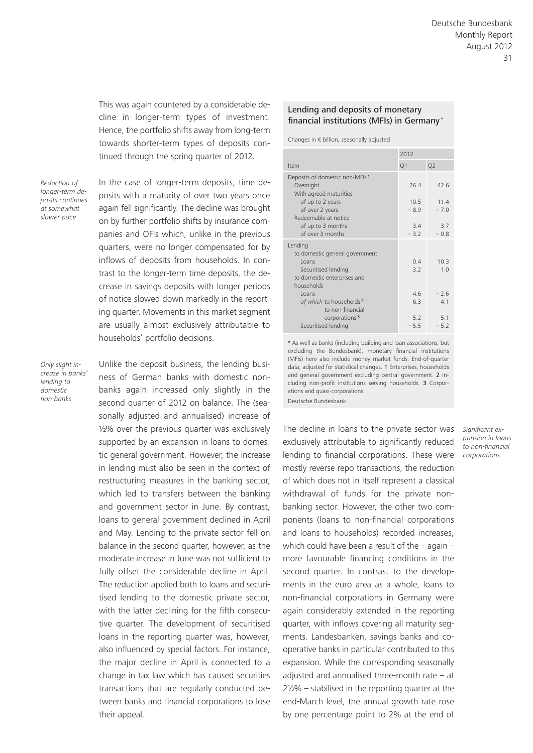This was again countered by a considerable decline in longer-term types of investment. Hence, the portfolio shifts away from long-term towards shorter-term types of deposits continued through the spring quarter of 2012.

*Reduction of longer-term deposits continues at somewhat slower pace*

In the case of longer-term deposits, time deposits with a maturity of over two years once again fell significantly. The decline was brought on by further portfolio shifts by insurance companies and OFIs which, unlike in the previous quarters, were no longer compensated for by inflows of deposits from households. In contrast to the longer-term time deposits, the decrease in savings deposits with longer periods of notice slowed down markedly in the reporting quarter. Movements in this market segment are usually almost exclusively attributable to households' portfolio decisions.

*Only slight increase in banks' lending to domestic non-banks*

Unlike the deposit business, the lending business of German banks with domestic non-banks again increased only slightly in the second quarter of 2012 on balance. The (seasonally adjusted and annualised) increase of ½% over the previous quarter was exclusively supported by an expansion in loans to domestic general government. However, the increase in lending must also be seen in the context of restructuring measures in the banking sector, which led to transfers between the banking and government sector in June. By contrast, loans to general government declined in April and May. Lending to the private sector fell on balance in the second quarter, however, as the moderate increase in June was not sufficient to fully offset the considerable decline in April. The reduction applied both to loans and securitised lending to the domestic private sector, with the latter declining for the fifth consecutive quarter. The development of securitised loans in the reporting quarter was, however, also influenced by special factors. For instance, the major decline in April is connected to a change in tax law which has caused securities transactions that are regularly conducted between banks and financial corporations to lose their appeal.

### Lending and deposits of monetary financial institutions (MFIs) in Germany*

Changes in € billion, seasonally adjusted

| Item | 2012 Q1 | 2012 Q2 |
|---|---|---|
| **Deposits of domestic non-MFIs** [1] | | |
| Overnight | 26.4 | 42.6 |
| With agreed maturities | | |
| of up to 2 years | 10.5 | 11.4 |
| of over 2 years | − 8.9 | − 7.0 |
| Redeemable at notice | | |
| of up to 3 months | 3.4 | 3.7 |
| of over 3 months | − 3.2 | − 0.8 |
| **Lending** | | |
| to domestic general government | | |
| Loans | 0.4 | 10.3 |
| Securitised lending | 3.2 | 1.0 |
| to domestic enterprises and households | | |
| Loans | 4.6 | − 2.6 |
| *of which* to households [2] | 6.3 | 4.1 |
| to non-financial corporations [3] | 5.2 | 5.1 |
| Securitised lending | − 5.5 | − 5.2 |

* As well as banks (including building and loan associations, but excluding the Bundesbank), monetary financial institutions (MFIs) here also include money market funds. End-of-quarter data, adjusted for statistical changes. **1** Enterprises, households and general government excluding central government. **2** Including non-profit institutions serving households. **3** Corporations and quasi-corporations.

Deutsche Bundesbank

*Significant expansion in loans to non-financial corporations*

The decline in loans to the private sector was exclusively attributable to significantly reduced lending to financial corporations. These were mostly reverse repo transactions, the reduction of which does not in itself represent a classical withdrawal of funds for the private non-banking sector. However, the other two components (loans to non-financial corporations and loans to households) recorded increases, which could have been a result of the – again – more favourable financing conditions in the second quarter. In contrast to the developments in the euro area as a whole, loans to non-financial corporations in Germany were again considerably extended in the reporting quarter, with inflows covering all maturity segments. Landesbanken, savings banks and cooperative banks in particular contributed to this expansion. While the corresponding seasonally adjusted and annualised three-month rate – at 2½% – stabilised in the reporting quarter at the end-March level, the annual growth rate rose by one percentage point to 2% at the end of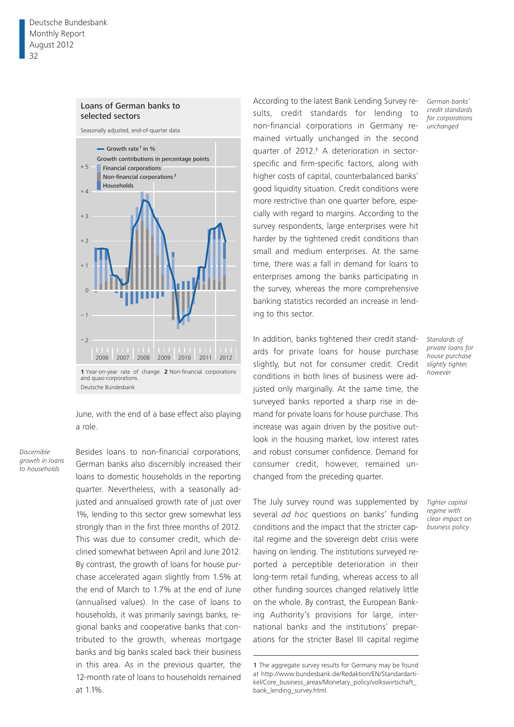**Loans of German banks to selected sectors**

Seasonally adjusted, end-of-quarter data

1 Year-on-year rate of change. 2 Non-financial corporations and quasi-corporations.

Deutsche Bundesbank

June, with the end of a base effect also playing a role.

*Discernible growth in loans to households*

Besides loans to non-financial corporations, German banks also discernibly increased their loans to domestic households in the reporting quarter. Nevertheless, with a seasonally adjusted and annualised growth rate of just over 1%, lending to this sector grew somewhat less strongly than in the first three months of 2012. This was due to consumer credit, which declined somewhat between April and June 2012. By contrast, the growth of loans for house purchase accelerated again slightly from 1.5% at the end of March to 1.7% at the end of June (annualised values). In the case of loans to households, it was primarily savings banks, regional banks and cooperative banks that contributed to the growth, whereas mortgage banks and big banks scaled back their business in this area. As in the previous quarter, the 12-month rate of loans to households remained at 1.1%.

*German banks' credit standards for corporations unchanged*

According to the latest Bank Lending Survey results, credit standards for lending to non-financial corporations in Germany remained virtually unchanged in the second quarter of 2012.[1] A deterioration in sector-specific and firm-specific factors, along with higher costs of capital, counterbalanced banks' good liquidity situation. Credit conditions were more restrictive than one quarter before, especially with regard to margins. According to the survey respondents, large enterprises were hit harder by the tightened credit conditions than small and medium enterprises. At the same time, there was a fall in demand for loans to enterprises among the banks participating in the survey, whereas the more comprehensive banking statistics recorded an increase in lending to this sector.

*Standards of private loans for house purchase slightly tighter, however*

In addition, banks tightened their credit standards for private loans for house purchase slightly, but not for consumer credit. Credit conditions in both lines of business were adjusted only marginally. At the same time, the surveyed banks reported a sharp rise in demand for private loans for house purchase. This increase was again driven by the positive outlook in the housing market, low interest rates and robust consumer confidence. Demand for consumer credit, however, remained unchanged from the preceding quarter.

*Tighter capital regime with clear impact on business policy*

The July survey round was supplemented by several *ad hoc* questions on banks' funding conditions and the impact that the stricter capital regime and the sovereign debt crisis were having on lending. The institutions surveyed reported a perceptible deterioration in their long-term retail funding, whereas access to all other funding sources changed relatively little on the whole. By contrast, the European Banking Authority's provisions for large, international banks and the institutions' preparations for the stricter Basel III capital regime

---

1 The aggregate survey results for Germany may be found at http://www.bundesbank.de/Redaktion/EN/Standardartikel/Core_business_areas/Monetary_policy/volkswirtschaft_bank_lending_survey.html.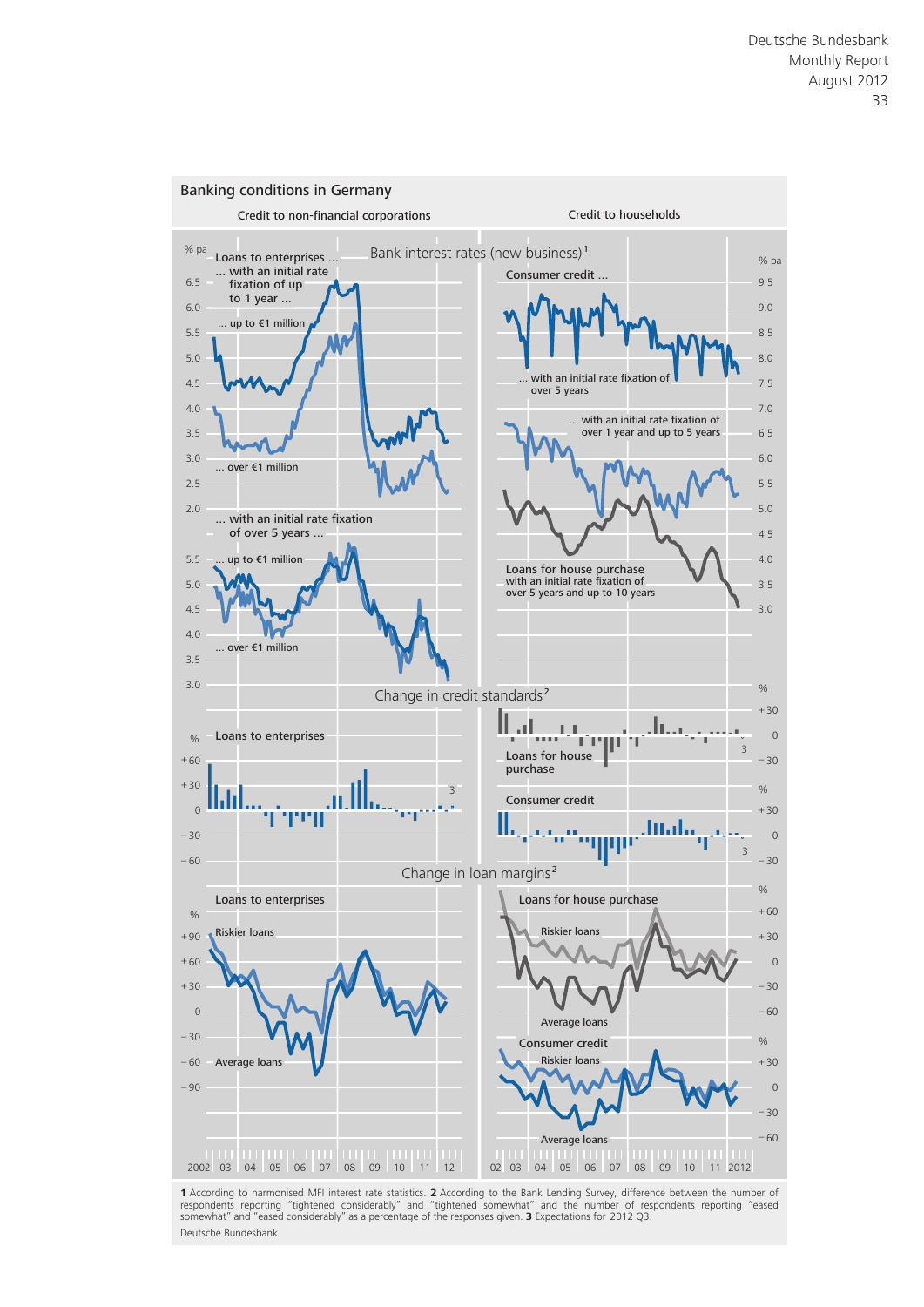## Banking conditions in Germany

Credit to non-financial corporations

Credit to households

Bank interest rates (new business)[1]

Loans to enterprises ...
... with an initial rate fixation of up to 1 year ...
... up to €1 million
... over €1 million

... with an initial rate fixation of over 5 years ...
... up to €1 million
... over €1 million

Consumer credit ...
... with an initial rate fixation of over 5 years
... with an initial rate fixation of over 1 year and up to 5 years

Loans for house purchase with an initial rate fixation of over 5 years and up to 10 years

Change in credit standards[2]

Loans to enterprises

Loans for house purchase

Consumer credit

Change in loan margins[2]

Loans to enterprises
Riskier loans
Average loans

Loans for house purchase
Riskier loans
Average loans

Consumer credit
Riskier loans
Average loans

1 According to harmonised MFI interest rate statistics. 2 According to the Bank Lending Survey, difference between the number of respondents reporting "tightened considerably" and "tightened somewhat" and the number of respondents reporting "eased somewhat" and "eased considerably" as a percentage of the responses given. 3 Expectations for 2012 Q3.

Deutsche Bundesbank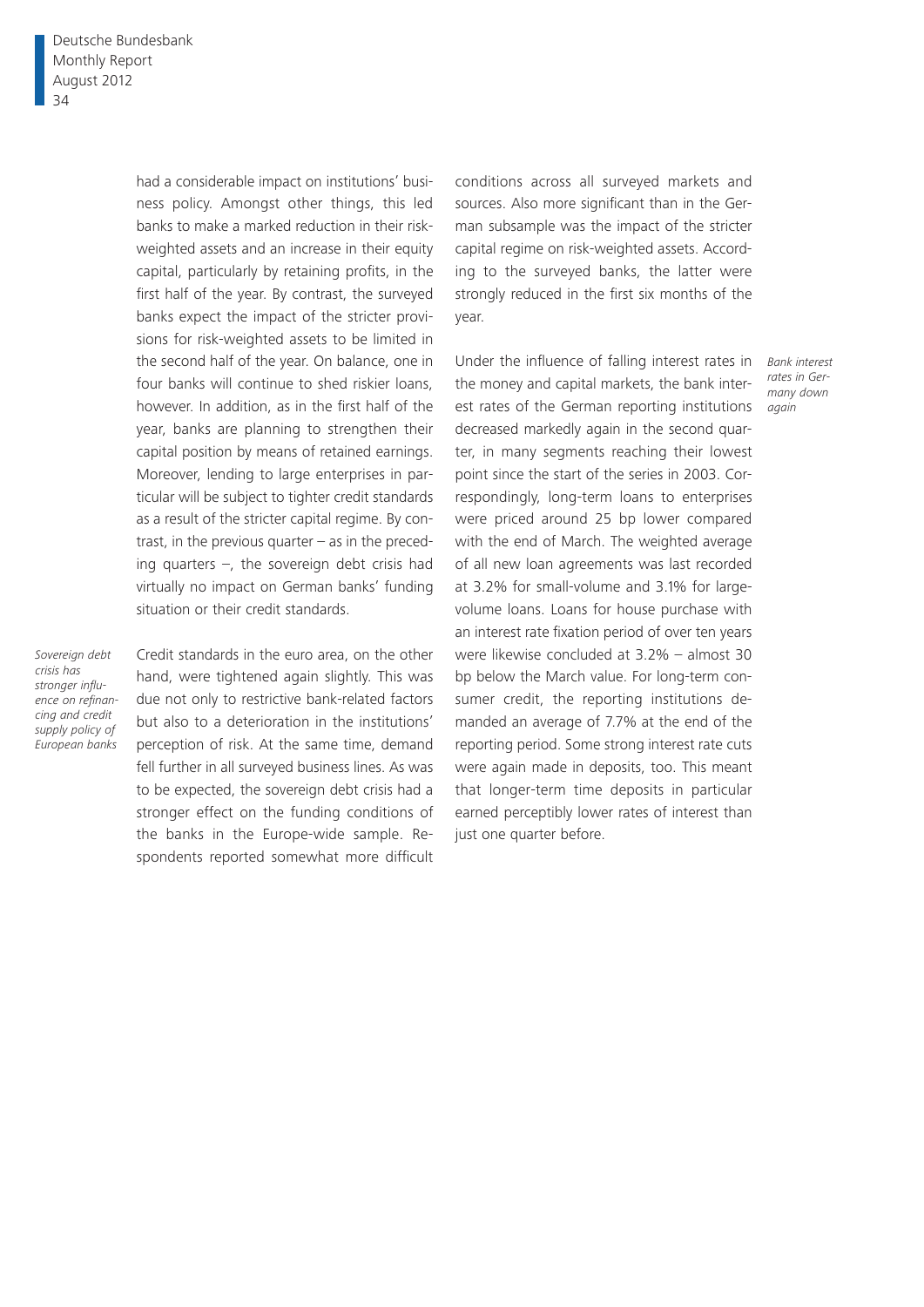had a considerable impact on institutions' business policy. Amongst other things, this led banks to make a marked reduction in their risk-weighted assets and an increase in their equity capital, particularly by retaining profits, in the first half of the year. By contrast, the surveyed banks expect the impact of the stricter provisions for risk-weighted assets to be limited in the second half of the year. On balance, one in four banks will continue to shed riskier loans, however. In addition, as in the first half of the year, banks are planning to strengthen their capital position by means of retained earnings. Moreover, lending to large enterprises in particular will be subject to tighter credit standards as a result of the stricter capital regime. By contrast, in the previous quarter – as in the preceding quarters –, the sovereign debt crisis had virtually no impact on German banks' funding situation or their credit standards.

*Sovereign debt crisis has stronger influence on refinancing and credit supply policy of European banks*

Credit standards in the euro area, on the other hand, were tightened again slightly. This was due not only to restrictive bank-related factors but also to a deterioration in the institutions' perception of risk. At the same time, demand fell further in all surveyed business lines. As was to be expected, the sovereign debt crisis had a stronger effect on the funding conditions of the banks in the Europe-wide sample. Respondents reported somewhat more difficult conditions across all surveyed markets and sources. Also more significant than in the German subsample was the impact of the stricter capital regime on risk-weighted assets. According to the surveyed banks, the latter were strongly reduced in the first six months of the year.

*Bank interest rates in Germany down again*

Under the influence of falling interest rates in the money and capital markets, the bank interest rates of the German reporting institutions decreased markedly again in the second quarter, in many segments reaching their lowest point since the start of the series in 2003. Correspondingly, long-term loans to enterprises were priced around 25 bp lower compared with the end of March. The weighted average of all new loan agreements was last recorded at 3.2% for small-volume and 3.1% for large-volume loans. Loans for house purchase with an interest rate fixation period of over ten years were likewise concluded at 3.2% – almost 30 bp below the March value. For long-term consumer credit, the reporting institutions demanded an average of 7.7% at the end of the reporting period. Some strong interest rate cuts were again made in deposits, too. This meant that longer-term time deposits in particular earned perceptibly lower rates of interest than just one quarter before.